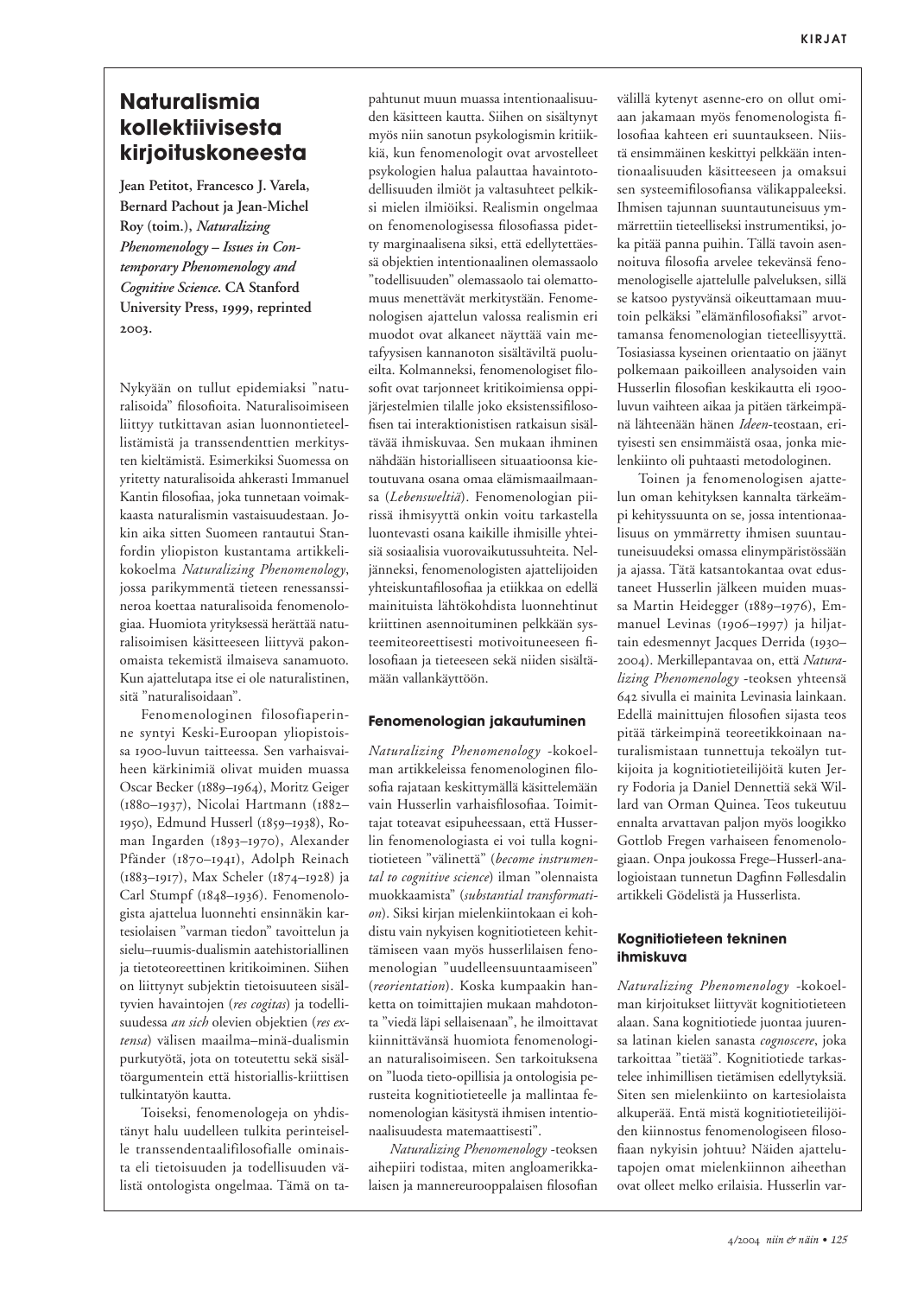# Naturalismia kollektiivisesta kirjoituskoneesta

**Jean Petitot, Francesco J. Varela, Bernard Pachout ja Jean-Michel Roy (toim.), *Naturalizing Phenomenology – Issues in Contemporary Phenomenology and Cognitive Science*. CA Stanford University Press, 1999, reprinted 2003.**

Nykyään on tullut epidemiaksi "naturalisoida" filosofioita. Naturalisoimiseen liittyy tutkittavan asian luonnontieteellistämistä ja transsendenttien merkitysten kieltämistä. Esimerkiksi Suomessa on yritetty naturalisoida ahkerasti Immanuel Kantin filosofiaa, joka tunnetaan voimakkaasta naturalismin vastaisuudestaan. Jokin aika sitten Suomeen rantautui Stanfordin yliopiston kustantama artikkelikokoelma *Naturalizing Phenomenology*, jossa parikymmentä tieteen renessanssineroa koettaa naturalisoida fenomenologiaa. Huomiota yrityksessä herättää naturalisoimisen käsitteeseen liittyvä pakonomaista tekemistä ilmaiseva sanamuoto. Kun ajattelutapa itse ei ole naturalistinen, sitä "naturalisoidaan".

Fenomenologinen filosofiaperinne syntyi Keski-Euroopan yliopistoissa 1900-luvun taitteessa. Sen varhaisvaiheen kärkinimiä olivat muiden muassa Oscar Becker (1889–1964), Moritz Geiger (1880–1937), Nicolai Hartmann (1882–1950), Edmund Husserl (1859–1938), Roman Ingarden (1893–1970), Alexander Pfänder (1870–1941), Adolph Reinach (1883–1917), Max Scheler (1874–1928) ja Carl Stumpf (1848–1936). Fenomenologista ajattelua luonnehti ensinnäkin karttesiolaisen "varman tiedon" tavoittelun ja sielu–ruumis-dualismin aatehistoriallinen ja tietoteoreettinen kritikoiminen. Siihen on liittynyt subjektin tietoisuuteen sisältyvien havaintojen (*res cogitas*) ja todellisuudessa *an sich* olevien objektien (*res extensa*) välisen maailma–minä-dualismin purkutyötä, jota on toteutettu sekä sisältöargumentein että historiallis-kriittisen tulkintatyön kautta.

Toiseksi, fenomenologeja on yhdistänyt halu uudelleen tulkita perinteiselle transsendentaalifilosofialle ominaista eli tietoisuuden ja todellisuuden välistä ontologista ongelmaa. Tämä on tapahtunut muun muassa intentionaalisuuden käsitteen kautta. Siihen on sisältynyt myös niin sanotun psykologismin kritiikkiä, kun fenomenologit ovat arvostelleet psykologien halua palauttaa havaintotodellisuuden ilmiöt ja valtasuhteet pelkiksi mielen ilmiöiksi. Realismin ongelmaa on fenomenologisessa filosofiassa pidetty marginaalisena siksi, että edellytettäessä objektien intentionaalinen olemassaolo "todellisuuden" olemassaolo tai olemattomuus menettävät merkitystään. Fenomenologisen ajattelun valossa realismin eri muodot ovat alkaneet näyttää vain metafyysisen kannanoton sisältäviltä puolueilta. Kolmanneksi, fenomenologiset filosofit ovat tarjonneet kritikoimiensa oppijärjestelmien tilalle joko eksistenssifilosofisen tai interaktionistisen ratkaisun sisältävää ihmiskuvaa. Sen mukaan ihminen nähdään historialliseen situaatioonsa kietoutuvana osana omaa elämismaailmaansa (*Lebensweltiä*). Fenomenologian piirissä ihmisyyttä onkin voitu tarkastella luontevasti osana kaikille ihmisille yhteisiä sosiaalisia vuorovaikutussuhteita. Neljänneksi, fenomenologisten ajattelijoiden yhteiskuntafilosofiaa ja etiikkaa on edellä mainituista lähtökohdista luonnehtinut kriittinen asennoituminen pelkkään systeemiteoreettisesti motivoituneeseen filosofiaan ja tieteeseen sekä niiden sisältämään vallankäyttöön.

### Fenomenologian jakautuminen

*Naturalizing Phenomenology* -kokoelman artikkeleissa fenomenologinen filosofia rajataan keskittymällä käsittelemään vain Husserlin varhaisfilosofiaa. Toimittajat toteavat esipuheessaan, että Husserlin fenomenologiasta ei voi tulla kognitiotieteen "välinettä" (*become instrumental to cognitive science*) ilman "olennaista muokkaamista" (*substantial transformation*). Siksi kirjan mielenkiintokaan ei kohdistu vain nykyisen kognitiotieteen kehittämiseen vaan myös husserlilaisen fenomenologian "uudelleensuuntaamiseen" (*reorientation*). Koska kumpaakin hanketta on toimittajien mukaan mahdotonta "viedä läpi sellaisenaan", he ilmoittavat kiinnittävänsä huomiota fenomenologian naturalisoimiseen. Sen tarkoituksena on "luoda tieto-opillisia ja ontologisia perusteita kognitiotieteelle ja mallintaa fenomenologian käsitystä ihmisen intentionaalisuudesta matemaattisesti".

*Naturalizing Phenomenology* -teoksen aihepiiri todistaa, miten angloamerikkalaisen ja mannereurooppalaisen filosofian välillä kytenyt asenne-ero on ollut omiaan jakamaan myös fenomenologista filosofiaa kahteen eri suuntaukseen. Niistä ensimmäinen keskittyi pelkkään intentionaalisuuden käsitteeseen ja omaksui sen systeemifilosofiansa välikappaleeksi. Ihmisen tajunnan suuntautuneisuus ymmärrettiin tieteelliseksi instrumentiksi, joka pitää panna puihin. Tällä tavoin asennoituva filosofia arvelee tekevänsä fenomenologiselle ajattelulle palveluksen, sillä se katsoo pystyvänsä oikeuttamaan muutoin pelkäksi "elämänfilosofiaksi" arvottamansa fenomenologian tieteellisyyttä. Tosiasiassa kyseinen orientaatio on jäänyt polkemaan paikoilleen analysoiden vain Husserlin filosofian keskikautta eli 1900-luvun vaihteen aikaa ja pitäen tärkeimpänä lähteenään hänen *Ideen*-teostaan, erityisesti sen ensimmäistä osaa, jonka mielenkiinto oli puhtaasti metodologinen.

Toinen ja fenomenologisen ajattelun oman kehityksen kannalta tärkeämpi kehityssuunta on se, jossa intentionaalisuus on ymmärretty ihmisen suuntautuneisuudeksi omassa elinympäristössään ja ajassa. Tätä katsantokantaa ovat edustaneet Husserlin jälkeen muiden muassa Martin Heidegger (1889–1976), Emmanuel Levinas (1906–1997) ja hiljattain edesmennyt Jacques Derrida (1930–2004). Merkillepantavaa on, että *Naturalizing Phenomenology* -teoksen yhteensä 642 sivulla ei mainita Levinasia lainkaan. Edellä mainittujen filosofien sijasta teos pitää tärkeimpinä teoreetikkoinaan naturalismistaan tunnettuja tekoälyn tutkijoita ja kognitiotieteilijöitä kuten Jerry Fodoria ja Daniel Dennettiä sekä Willard van Orman Quinea. Teos tukeutuu ennalta arvattavan paljon myös loogikko Gottlob Fregen varhaiseen fenomenologiaan. Onpa joukossa Frege–Husserl-analogioistaan tunnetun Dagfinn Føllesdalin artikkeli Gödelistä ja Husserlista.

### Kognitiotieteen tekninen ihmiskuva

*Naturalizing Phenomenology* -kokoelman kirjoitukset liittyvät kognitiotieteen alaan. Sana kognitiotiede juontaa juurensa latinan kielen sanasta *cognoscere*, joka tarkoittaa "tietää". Kognitiotiede tarkastelee inhimillisen tietämisen edellytyksiä. Siten sen mielenkiinto on kartesiolaista alkuperää. Entä mistä kognitiotieteilijöiden kiinnostus fenomenologiseen filosofiaan nykyisin johtuu? Näiden ajattelutapojen omat mielenkiinnon aiheethan ovat olleet melko erilaisia. Husserlin var-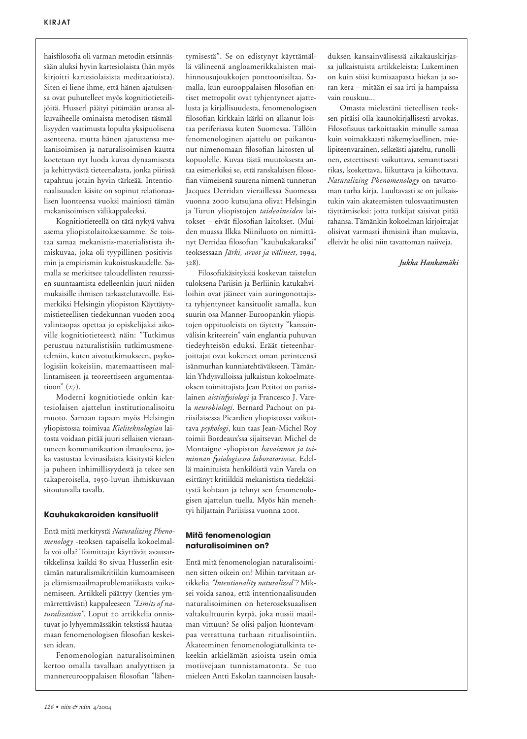haisfilosofia oli varman metodin etsinnässään aluksi hyvin kartesiolaista (hän myös kirjoitti kartesiolaisista meditaatioista). Siten ei liene ihme, että hänen ajatuksensa ovat puhutelleet myös kognitiotieteilijöitä. Husserl päätyi pitämään uransa alkuvaiheelle ominaista metodisen täsmällisyyden vaatimusta lopulta yksipuolisena asenteena, mutta hänen ajatustensa mekanisoimisen ja naturalisoimisen kautta koetetaan nyt luoda kuvaa dynaamisesta ja kehittyvästä tieteenalasta, jonka piirissä tapahtuu jotain hyvin tärkeää. Intentionaalisuuden käsite on sopinut relationaalisen luonteensa vuoksi mainiosti tämän mekanisoimisen välikappaleeksi.

Kognitiotieteellä on tätä nykyä vahva asema yliopistolaitoksessamme. Se toistaa samaa mekanistis-materialistista ihmiskuvaa, joka oli tyypillinen positivismin ja empirismin kukoistuskaudelle. Samalla se merkitsee taloudellisten resurssien suuntaamista edelleenkin juuri niiden mukaisille ihmisen tarkastelutavoille. Esimerkiksi Helsingin yliopiston Käyttäytymistieteellisen tiedekunnan vuoden 2004 valintaopas opettaa jo opiskelijaksi aikoville kognitiotieteestä näin: "Tutkimus perustuu naturalistisiin tutkimusmenetelmiin, kuten aivotutkimukseen, psykologisiin kokeisiin, matemaattiseen mallintamiseen ja teoreettiseen argumentaatioon" (27).

Moderni kognitiotiede onkin kartesiolaisen ajattelun institutionalisoitu muoto. Samaan tapaan myös Helsingin yliopistossa toimivaa *Kieliteknologian* laitosta voidaan pitää juuri sellaisen vieraantuneen kommunikaation ilmauksena, joka vastustaa levinasilaista käsitystä kielen ja puheen inhimillisyydestä ja tekee sen takaperoisella, 1950-luvun ihmiskuvaan sitoutuvalla tavalla.

### Kauhukakaroiden kansituolit

Entä mitä merkitystä *Naturalizing Phenomenology* -teoksen tapaisella kokoelmalla voi olla? Toimittajat käyttävät avausartikkelinsa kaikki 80 sivua Husserlin esittämän naturalismikritiikin kumoamiseen ja elämismaailmaproblematiikasta vaikenemiseen. Artikkeli päättyy (kenties ymmärrettävästi) kappaleeseen *"Limits of naturalization"*. Loput 20 artikkelia onnistuvat jo lyhyemmässäkin tekstissä hautaamaan fenomenologisen filosofian keskeisen idean.

Fenomenologian naturalisoiminen kertoo omalla tavallaan analyyttisen ja mannereurooppalaisen filosofian "lähentymisestä". Se on edistynyt käyttämällä välineenä angloamerikkalaisten maihinnousujoukkojen ponttoonisiltaa. Samalla, kun eurooppalaisen filosofian entiset metropolit ovat tyhjentyneet ajattelusta ja kirjallisuudesta, fenomenologisen filosofian kirkkain kärki on alkanut loistaa periferiassa kuten Suomessa. Tällöin fenomenologinen ajattelu on paikantunut nimenomaan filosofian laitosten ulkopuolelle. Kuvaa tästä muutoksesta antaa esimerkiksi se, että ranskalaisen filosofian viimeisenä suurena nimenä tunnetun Jacques Derridan vieraillessa Suomessa vuonna 2000 kutsujana olivat Helsingin ja Turun yliopistojen *taideaineiden* laitokset – eivät filosofian laitokset. (Muiden muassa Ilkka Niiniluoto on nimittänyt Derridaa filosofian "kauhukakaraksi" teoksessaan *Järki, arvot ja välineet*, 1994, 328).

Filosofiakäsityksiä koskevan taistelun tuloksena Pariisin ja Berliinin katukahviloihin ovat jääneet vain auringonottajista tyhjentyneet kansituolit samalla, kun suurin osa Manner-Euroopankin yliopistojen oppituoleista on täytetty "kansainvälisin kriteerein" vain englantia puhuvan tiedeyhteisön eduksi. Eräät tieteenharjoittajat ovat kokeneet oman perinteensä isänmurhan kunniatehtäväkseen. Tämänkin Yhdysvalloissa julkaistun kokoelmateoksen toimittajista Jean Petitot on pariisilainen *aistinfysiologi* ja Francesco J. Varela *neurobiologi*. Bernard Pachout on pariisilaisessa Picardien yliopistossa vaikuttava *psykologi*, kun taas Jean-Michel Roy toimii Bordeaux'ssa sijaitsevan Michel de Montaigne -yliopiston *havainnon ja toiminnan fysiologisessa laboratoriossa*. Edellä mainituista henkilöistä vain Varela on esittänyt kritiikkiä mekanistista tiedekäsitystä kohtaan ja tehnyt sen fenomenologisen ajattelun tuella. Myös hän menehtyi hiljattain Pariisissa vuonna 2001.

### Mitä fenomenologian naturalisoiminen on?

Entä mitä fenomenologian naturalisoiminen sitten oikein on? Mihin tarvitaan artikkelia *"Intentionality naturalized"?* Miksei voida sanoa, että intentionaalisuuden naturalisoiminen on heteroseksuaalisen valtakulttuurin kyrpä, joka nussii maailman vittuun? Se olisi paljon luontevampaa verrattuna turhaan ritualisointiin. Akateeminen fenomenologiatulkinta tekeekin arkielämän asioista usein omia motiivejaan tunnistamatonta. Se tuo mieleen Antti Eskolan taannoisen lausahduksen kansainvälisessä aikakauskirjassa julkaistuista artikkeleista: Lukeminen on kuin söisi kumisaapasta hiekan ja soran kera – mitään ei saa irti ja hampaissa vain rouskuu...

Omasta mielestäni tieteellisen teoksen pitäisi olla kaunokirjallisesti arvokas. Filosofisuus tarkoittaakin minulle samaa kuin voimakkaasti näkemyksellinen, mielipiteenvarainen, selkeästi ajateltu, runollinen, esteettisesti vaikuttava, semanttisesti rikas, koskettava, liikuttava ja kiihottava. *Naturalizing Phenomenology* on tavattoman turha kirja. Luultavasti se on julkaistukin vain akateemisten tulosvaatimusten täyttämiseksi: jotta tutkijat saisivat pitää rahansa. Tämänkin kokoelman kirjoittajat olisivat varmasti ihmisinä ihan mukavia, elleivät he olisi niin tavattoman naiiveja.

***Jukka Hankamäki***